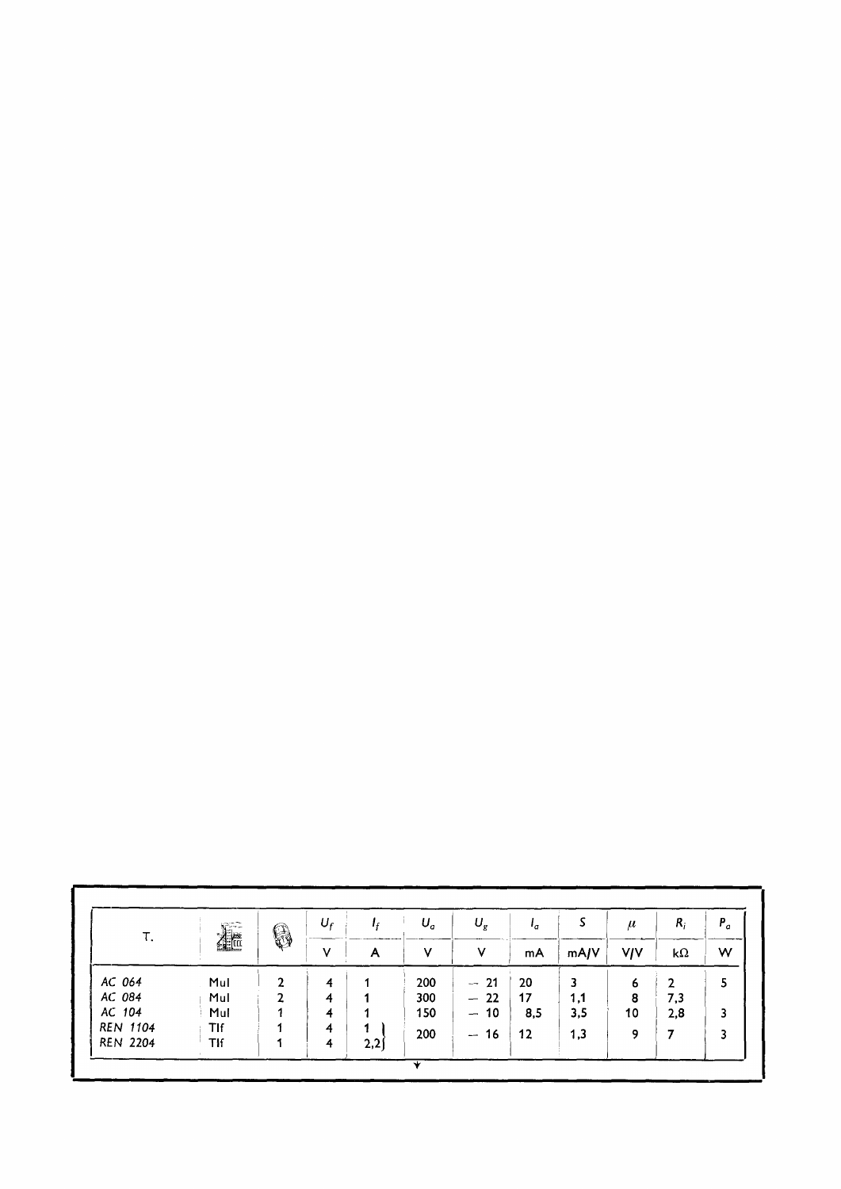| T. | | | $U_f$ | $I_f$ | $U_a$ | $U_g$ | $I_a$ | $S$ | $\mu$ | $R_i$ | $P_a$ |
|---|---|---|---|---|---|---|---|---|---|---|---|
| | | | V | A | V | V | mA | mA/V | V/V | kΩ | W |
| *AC 064* | Mul | 2 | 4 | 1 | 200 | — 21 | 20 | 3 | 6 | 2 | 5 |
| *AC 084* | Mul | 2 | 4 | 1 | 300 | — 22 | 17 | 1,1 | 8 | 7,3 | |
| *AC 104* | Mul | 1 | 4 | 1 | 150 | — 10 | 8,5 | 3,5 | 10 | 2,8 | 3 |
| *REN 1104* | Tlf | 1 | 4 | 1 | 200 | — 16 | 12 | 1,3 | 9 | 7 | 3 |
| *REN 2204* | Tlf | 1 | 4 | 2,2 | | | | | | | |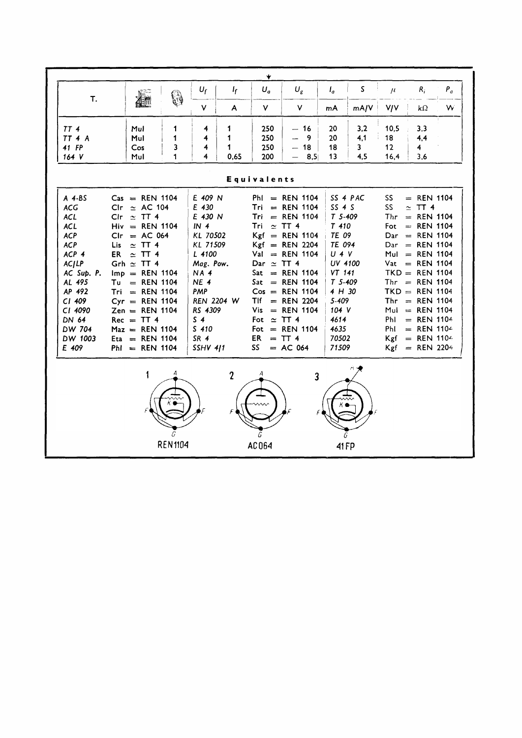| T. | | | $U_f$ | $I_f$ | $U_a$ | $U_g$ | $I_a$ | S | $\mu$ | $R_i$ | $P_a$ |
|---|---|---|---|---|---|---|---|---|---|---|---|
| | | | V | A | V | V | mA | mA/V | V/V | kΩ | W |
| *TT 4* | Mul | 1 | 4 | 1 | 250 | — 16 | 20 | 3,2 | 10,5 | 3,3 | |
| *TT 4 A* | Mul | 1 | 4 | 1 | 250 | — 9 | 20 | 4,1 | 18 | 4,4 | |
| *41 FP* | Cos | 3 | 4 | 1 | 250 | — 18 | 18 | 3 | 12 | 4 | |
| *164 V* | Mul | 1 | 4 | 0,65 | 200 | — 8,5 | 13 | 4,5 | 16,4 | 3,6 | |

## Equivalents

| | | | | | | | |
|---|---|---|---|---|---|---|---|
| *A 4-BS* | Cas = REN 1104 | *E 409 N* | Phl = REN 1104 | *SS 4 PAC* | SS = REN 1104 | | |
| *ACG* | Clr ≃ AC 104 | *E 430* | Tri = REN 1104 | *SS 4 S* | SS ≃ TT 4 | | |
| *ACL* | Clr ≃ TT 4 | *E 430 N* | Tri = REN 1104 | *T 5-409* | Thr = REN 1104 | | |
| *ACL* | Hiv = REN 1104 | *IN 4* | Tri ≃ TT 4 | *T 410* | Fot = REN 1104 | | |
| *ACP* | Clr = AC 064 | *KL 70502* | Kgf = REN 1104 | *TE 09* | Dar = REN 1104 | | |
| *ACP* | Lis ≃ TT 4 | *KL 71509* | Kgf = REN 2204 | *TE 094* | Dar = REN 1104 | | |
| *ACP 4* | ER ≃ TT 4 | *L 4100* | Val = REN 1104 | *U 4 V* | Mul = REN 1104 | | |
| *AC/LP* | Grh ≃ TT 4 | *Mag. Pow.* | Dar ≃ TT 4 | *UV 4100* | Vat = REN 1104 | | |
| *AC Sup. P.* | Imp = REN 1104 | *NA 4* | Sat = REN 1104 | *VT 141* | TKD = REN 1104 | | |
| *AL 495* | Tu = REN 1104 | *NE 4* | Sat = REN 1104 | *T 5-409* | Thr = REN 1104 | | |
| *AP 492* | Tri = REN 1104 | *PMP* | Cos = REN 1104 | *4 H 30* | TKD = REN 1104 | | |
| *CI 409* | Cyr = REN 1104 | *REN 2204 W* | Tlf = REN 2204 | *5-409* | Thr = REN 1104 | | |
| *CI 4090* | Zen = REN 1104 | *RS 4309* | Vis = REN 1104 | *104 V* | Mul = REN 1104 | | |
| *DN 64* | Rec = TT 4 | *S 4* | Fot ≃ TT 4 | *4614* | Phl = REN 1104 | | |
| *DW 704* | Maz = REN 1104 | *S 410* | Fot = REN 1104 | *4635* | Phl = REN 1104 | | |
| *DW 1003* | Eta = REN 1104 | *SR 4* | ER = TT 4 | *70502* | Kgf = REN 1104 | | |
| *E 409* | Phl = REN 1104 | *SSHV 4/1* | SS = AC 064 | *71509* | Kgf = REN 2204 | | |

1 A K F F G REN1104

2 A F F G AC064

3 A K F F G 41FP